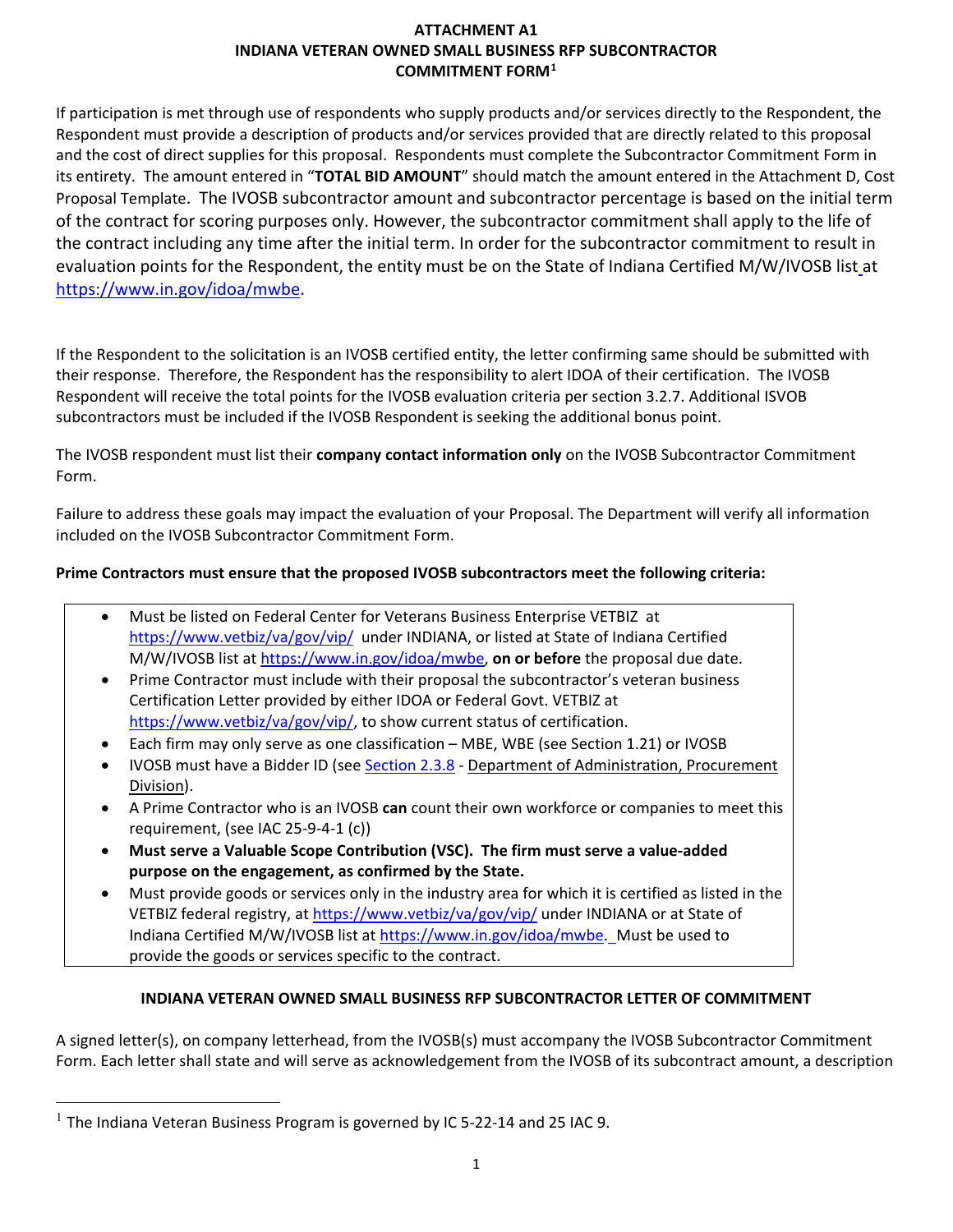# ATTACHMENT A1
# INDIANA VETERAN OWNED SMALL BUSINESS RFP SUBCONTRACTOR COMMITMENT FORM[1]

If participation is met through use of respondents who supply products and/or services directly to the Respondent, the Respondent must provide a description of products and/or services provided that are directly related to this proposal and the cost of direct supplies for this proposal. Respondents must complete the Subcontractor Commitment Form in its entirety. The amount entered in "**TOTAL BID AMOUNT**" should match the amount entered in the Attachment D, Cost Proposal Template. The IVOSB subcontractor amount and subcontractor percentage is based on the initial term of the contract for scoring purposes only. However, the subcontractor commitment shall apply to the life of the contract including any time after the initial term. In order for the subcontractor commitment to result in evaluation points for the Respondent, the entity must be on the State of Indiana Certified M/W/IVOSB list at https://www.in.gov/idoa/mwbe.

If the Respondent to the solicitation is an IVOSB certified entity, the letter confirming same should be submitted with their response. Therefore, the Respondent has the responsibility to alert IDOA of their certification. The IVOSB Respondent will receive the total points for the IVOSB evaluation criteria per section 3.2.7. Additional ISVOB subcontractors must be included if the IVOSB Respondent is seeking the additional bonus point.

The IVOSB respondent must list their **company contact information only** on the IVOSB Subcontractor Commitment Form.

Failure to address these goals may impact the evaluation of your Proposal. The Department will verify all information included on the IVOSB Subcontractor Commitment Form.

**Prime Contractors must ensure that the proposed IVOSB subcontractors meet the following criteria:**

- Must be listed on Federal Center for Veterans Business Enterprise VETBIZ at https://www.vetbiz/va/gov/vip/ under INDIANA, or listed at State of Indiana Certified M/W/IVOSB list at https://www.in.gov/idoa/mwbe, **on or before** the proposal due date.
- Prime Contractor must include with their proposal the subcontractor's veteran business Certification Letter provided by either IDOA or Federal Govt. VETBIZ at https://www.vetbiz/va/gov/vip/, to show current status of certification.
- Each firm may only serve as one classification – MBE, WBE (see Section 1.21) or IVOSB
- IVOSB must have a Bidder ID (see Section 2.3.8 - Department of Administration, Procurement Division).
- A Prime Contractor who is an IVOSB **can** count their own workforce or companies to meet this requirement, (see IAC 25-9-4-1 (c))
- **Must serve a Valuable Scope Contribution (VSC). The firm must serve a value-added purpose on the engagement, as confirmed by the State.**
- Must provide goods or services only in the industry area for which it is certified as listed in the VETBIZ federal registry, at https://www.vetbiz/va/gov/vip/ under INDIANA or at State of Indiana Certified M/W/IVOSB list at https://www.in.gov/idoa/mwbe. Must be used to provide the goods or services specific to the contract.

## INDIANA VETERAN OWNED SMALL BUSINESS RFP SUBCONTRACTOR LETTER OF COMMITMENT

A signed letter(s), on company letterhead, from the IVOSB(s) must accompany the IVOSB Subcontractor Commitment Form. Each letter shall state and will serve as acknowledgement from the IVOSB of its subcontract amount, a description

[1] The Indiana Veteran Business Program is governed by IC 5-22-14 and 25 IAC 9.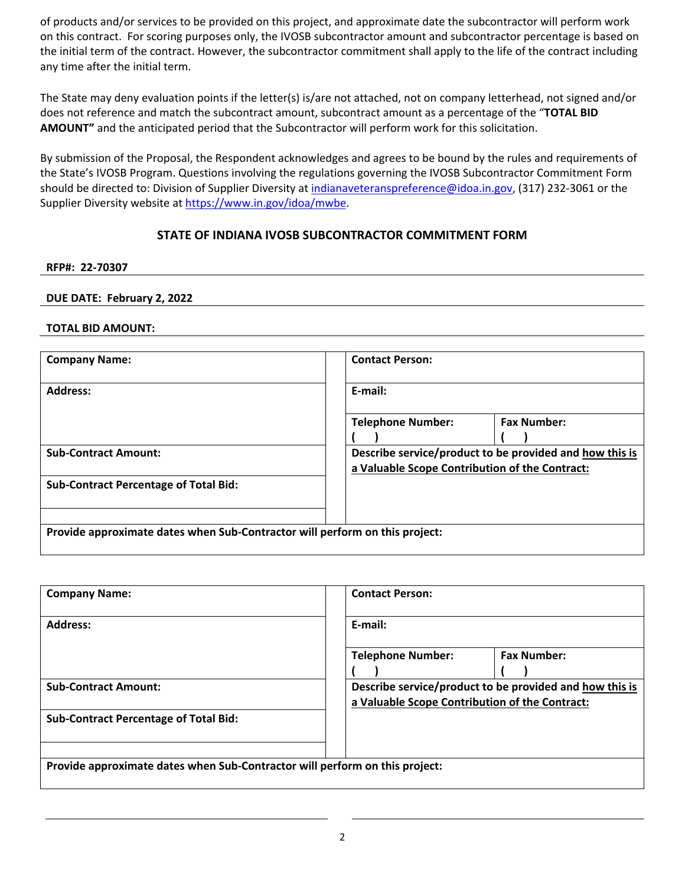of products and/or services to be provided on this project, and approximate date the subcontractor will perform work on this contract. For scoring purposes only, the IVOSB subcontractor amount and subcontractor percentage is based on the initial term of the contract. However, the subcontractor commitment shall apply to the life of the contract including any time after the initial term.

The State may deny evaluation points if the letter(s) is/are not attached, not on company letterhead, not signed and/or does not reference and match the subcontract amount, subcontract amount as a percentage of the "**TOTAL BID AMOUNT"** and the anticipated period that the Subcontractor will perform work for this solicitation.

By submission of the Proposal, the Respondent acknowledges and agrees to be bound by the rules and requirements of the State's IVOSB Program. Questions involving the regulations governing the IVOSB Subcontractor Commitment Form should be directed to: Division of Supplier Diversity at indianaveteranspreference@idoa.in.gov, (317) 232-3061 or the Supplier Diversity website at https://www.in.gov/idoa/mwbe.

## STATE OF INDIANA IVOSB SUBCONTRACTOR COMMITMENT FORM

**RFP#: 22-70307**

**DUE DATE: February 2, 2022**

**TOTAL BID AMOUNT:**

| **Company Name:** | **Contact Person:** | |
|---|---|---|
| **Address:** | **E-mail:** | |
| | **Telephone Number:** ( ) | **Fax Number:** ( ) |
| **Sub-Contract Amount:** | **Describe service/product to be provided and how this is a Valuable Scope Contribution of the Contract:** | |
| **Sub-Contract Percentage of Total Bid:** | | |
| **Provide approximate dates when Sub-Contractor will perform on this project:** | | |

| **Company Name:** | **Contact Person:** | |
|---|---|---|
| **Address:** | **E-mail:** | |
| | **Telephone Number:** ( ) | **Fax Number:** ( ) |
| **Sub-Contract Amount:** | **Describe service/product to be provided and how this is a Valuable Scope Contribution of the Contract:** | |
| **Sub-Contract Percentage of Total Bid:** | | |
| **Provide approximate dates when Sub-Contractor will perform on this project:** | | |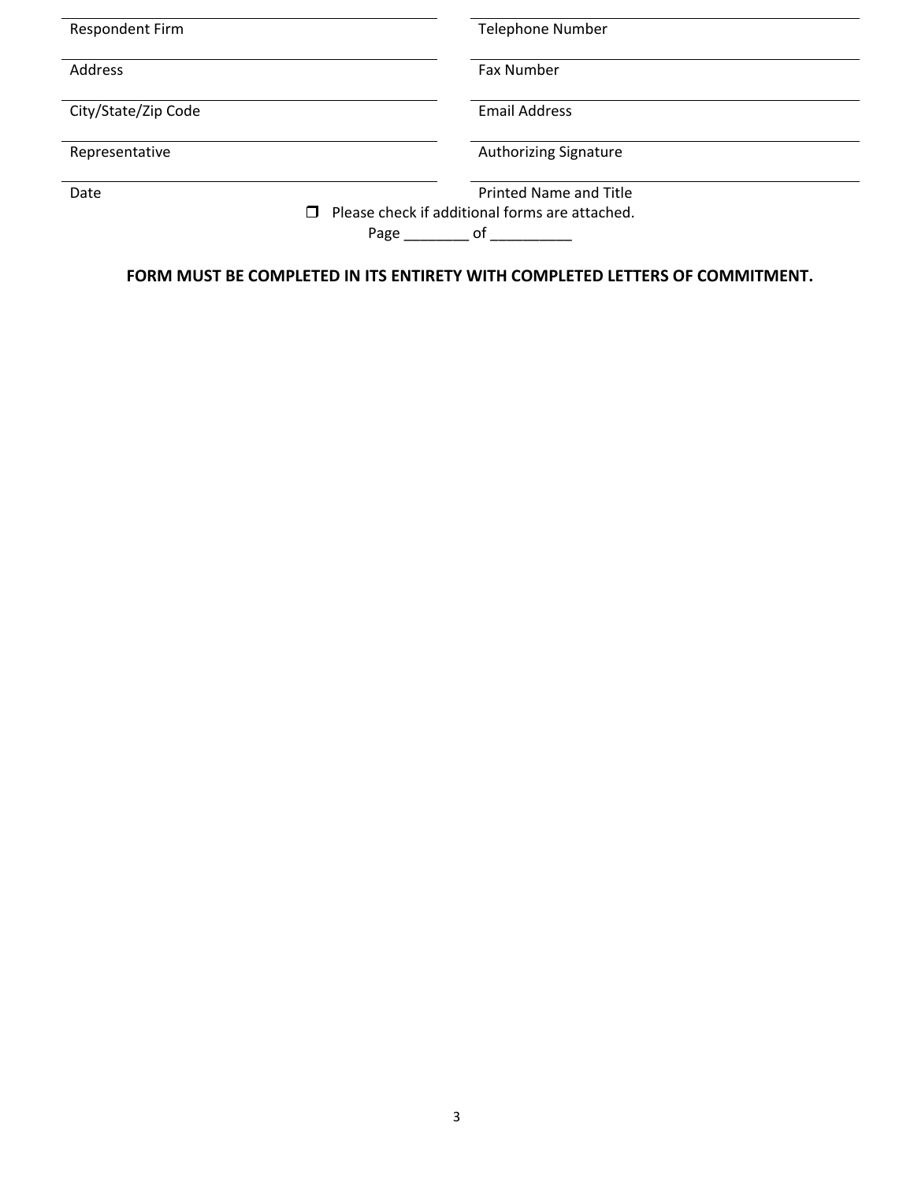| | |
|---|---|
| Respondent Firm | Telephone Number |
| Address | Fax Number |
| City/State/Zip Code | Email Address |
| Representative | Authorizing Signature |
| Date | Printed Name and Title |

☐ Please check if additional forms are attached.

Page ________ of __________

**FORM MUST BE COMPLETED IN ITS ENTIRETY WITH COMPLETED LETTERS OF COMMITMENT.**